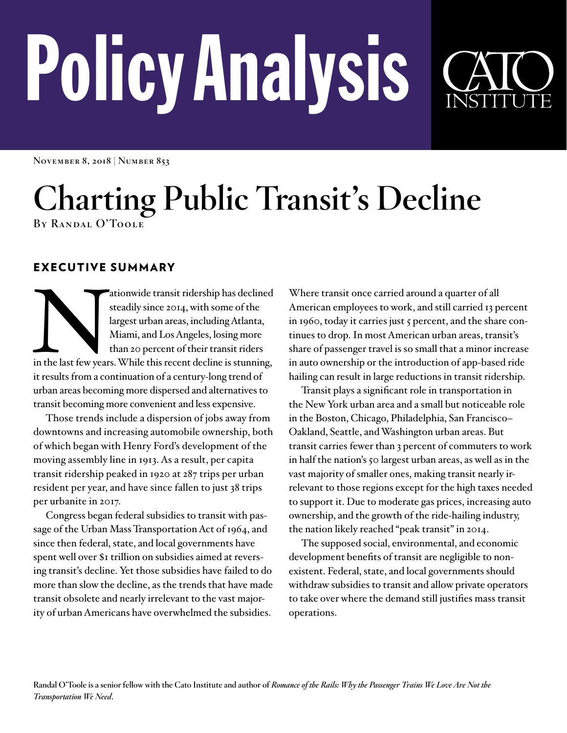# Policy Analysis

CATO INSTITUTE

**November 8, 2018 | Number 853**

# Charting Public Transit's Decline

**By Randal O'Toole**

## EXECUTIVE SUMMARY

Nationwide transit ridership has declined steadily since 2014, with some of the largest urban areas, including Atlanta, Miami, and Los Angeles, losing more than 20 percent of their transit riders in the last few years. While this recent decline is stunning, it results from a continuation of a century-long trend of urban areas becoming more dispersed and alternatives to transit becoming more convenient and less expensive.

Those trends include a dispersion of jobs away from downtowns and increasing automobile ownership, both of which began with Henry Ford's development of the moving assembly line in 1913. As a result, per capita transit ridership peaked in 1920 at 287 trips per urban resident per year, and have since fallen to just 38 trips per urbanite in 2017.

Congress began federal subsidies to transit with passage of the Urban Mass Transportation Act of 1964, and since then federal, state, and local governments have spent well over $1 trillion on subsidies aimed at reversing transit's decline. Yet those subsidies have failed to do more than slow the decline, as the trends that have made transit obsolete and nearly irrelevant to the vast majority of urban Americans have overwhelmed the subsidies.

Where transit once carried around a quarter of all American employees to work, and still carried 13 percent in 1960, today it carries just 5 percent, and the share continues to drop. In most American urban areas, transit's share of passenger travel is so small that a minor increase in auto ownership or the introduction of app-based ride hailing can result in large reductions in transit ridership.

Transit plays a significant role in transportation in the New York urban area and a small but noticeable role in the Boston, Chicago, Philadelphia, San Francisco–Oakland, Seattle, and Washington urban areas. But transit carries fewer than 3 percent of commuters to work in half the nation's 50 largest urban areas, as well as in the vast majority of smaller ones, making transit nearly irrelevant to those regions except for the high taxes needed to support it. Due to moderate gas prices, increasing auto ownership, and the growth of the ride-hailing industry, the nation likely reached "peak transit" in 2014.

The supposed social, environmental, and economic development benefits of transit are negligible to nonexistent. Federal, state, and local governments should withdraw subsidies to transit and allow private operators to take over where the demand still justifies mass transit operations.

Randal O'Toole is a senior fellow with the Cato Institute and author of *Romance of the Rails: Why the Passenger Trains We Love Are Not the Transportation We Need*.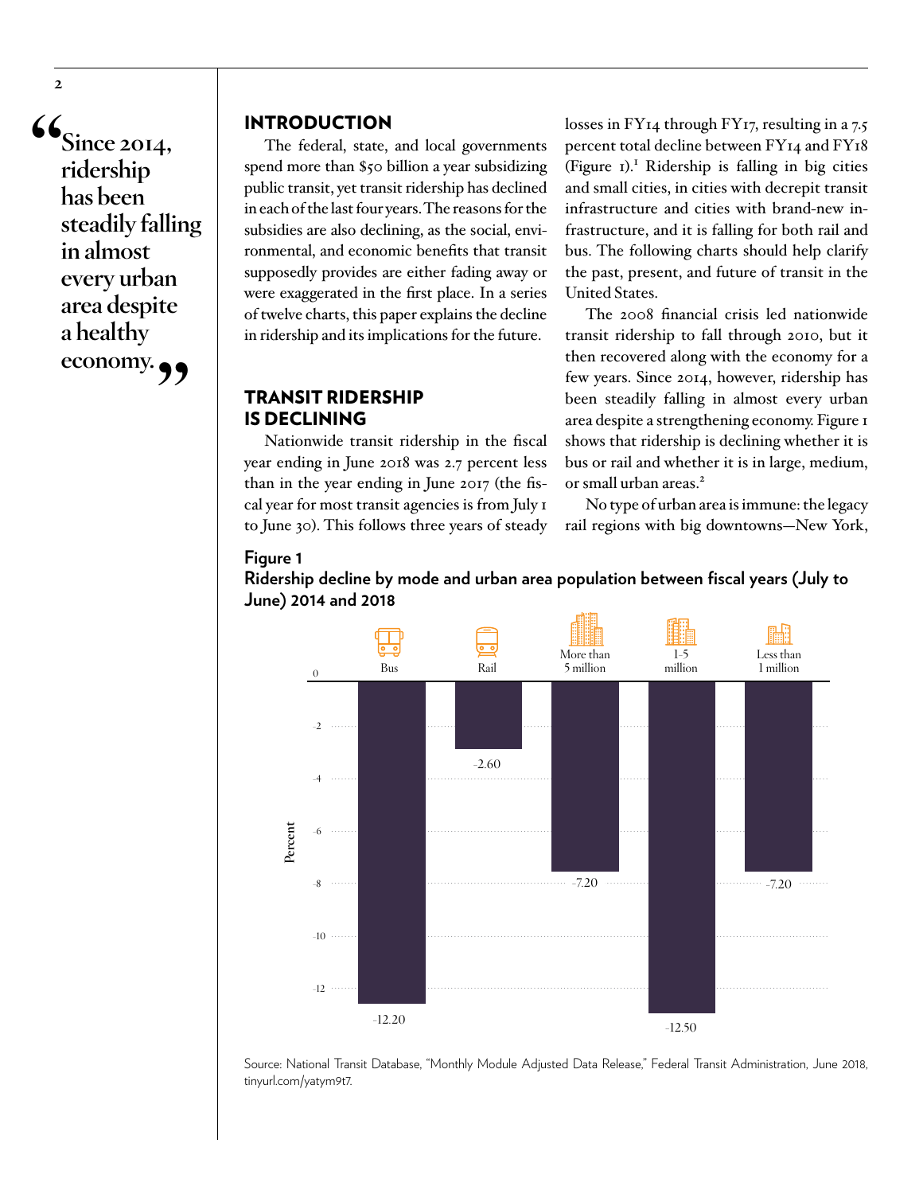> "Since 2014, ridership has been steadily falling in almost every urban area despite a healthy economy."

## INTRODUCTION

The federal, state, and local governments spend more than $50 billion a year subsidizing public transit, yet transit ridership has declined in each of the last four years. The reasons for the subsidies are also declining, as the social, environmental, and economic benefits that transit supposedly provides are either fading away or were exaggerated in the first place. In a series of twelve charts, this paper explains the decline in ridership and its implications for the future.

## TRANSIT RIDERSHIP IS DECLINING

Nationwide transit ridership in the fiscal year ending in June 2018 was 2.7 percent less than in the year ending in June 2017 (the fiscal year for most transit agencies is from July 1 to June 30). This follows three years of steady losses in FY14 through FY17, resulting in a 7.5 percent total decline between FY14 and FY18 (Figure 1).[1] Ridership is falling in big cities and small cities, in cities with decrepit transit infrastructure and cities with brand-new infrastructure, and it is falling for both rail and bus. The following charts should help clarify the past, present, and future of transit in the United States.

The 2008 financial crisis led nationwide transit ridership to fall through 2010, but it then recovered along with the economy for a few years. Since 2014, however, ridership has been steadily falling in almost every urban area despite a strengthening economy. Figure 1 shows that ridership is declining whether it is bus or rail and whether it is in large, medium, or small urban areas.[2]

No type of urban area is immune: the legacy rail regions with big downtowns—New York,

**Figure 1**

**Ridership decline by mode and urban area population between fiscal years (July to June) 2014 and 2018**

| Category | Percent |
|---|---|
| Bus | -12.20 |
| Rail | -2.60 |
| More than 5 million | -7.20 |
| 1–5 million | -12.50 |
| Less than 1 million | -7.20 |

Source: National Transit Database, "Monthly Module Adjusted Data Release," Federal Transit Administration, June 2018, tinyurl.com/yatym9t7.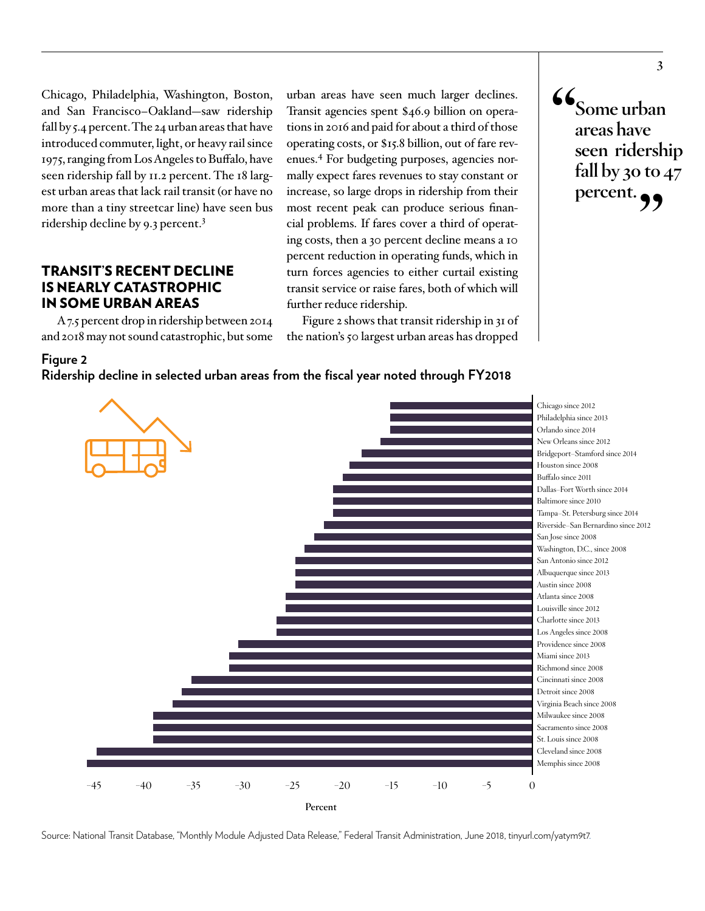Chicago, Philadelphia, Washington, Boston, and San Francisco–Oakland—saw ridership fall by 5.4 percent. The 24 urban areas that have introduced commuter, light, or heavy rail since 1975, ranging from Los Angeles to Buffalo, have seen ridership fall by 11.2 percent. The 18 largest urban areas that lack rail transit (or have no more than a tiny streetcar line) have seen bus ridership decline by 9.3 percent.[3]

## TRANSIT'S RECENT DECLINE IS NEARLY CATASTROPHIC IN SOME URBAN AREAS

A 7.5 percent drop in ridership between 2014 and 2018 may not sound catastrophic, but some urban areas have seen much larger declines. Transit agencies spent $46.9 billion on operations in 2016 and paid for about a third of those operating costs, or $15.8 billion, out of fare revenues.[4] For budgeting purposes, agencies normally expect fares revenues to stay constant or increase, so large drops in ridership from their most recent peak can produce serious financial problems. If fares cover a third of operating costs, then a 30 percent decline means a 10 percent reduction in operating funds, which in turn forces agencies to either curtail existing transit service or raise fares, both of which will further reduce ridership.

Figure 2 shows that transit ridership in 31 of the nation's 50 largest urban areas has dropped

> "Some urban areas have seen ridership fall by 30 to 47 percent."

**Figure 2**
**Ridership decline in selected urban areas from the fiscal year noted through FY2018**

Chicago since 2012
Philadelphia since 2013
Orlando since 2014
New Orleans since 2012
Bridgeport–Stamford since 2014
Houston since 2008
Buffalo since 2011
Dallas–Fort Worth since 2014
Baltimore since 2010
Tampa–St. Petersburg since 2014
Riverside–San Bernardino since 2012
San Jose since 2008
Washington, D.C., since 2008
San Antonio since 2012
Albuquerque since 2013
Austin since 2008
Atlanta since 2008
Louisville since 2012
Charlotte since 2013
Los Angeles since 2008
Providence since 2008
Miami since 2013
Richmond since 2008
Cincinnati since 2008
Detroit since 2008
Virginia Beach since 2008
Milwaukee since 2008
Sacramento since 2008
St. Louis since 2008
Cleveland since 2008
Memphis since 2008

Percent: −45, −40, −35, −30, −25, −20, −15, −10, −5, 0

Source: National Transit Database, "Monthly Module Adjusted Data Release," Federal Transit Administration, June 2018, tinyurl.com/yatym9t7.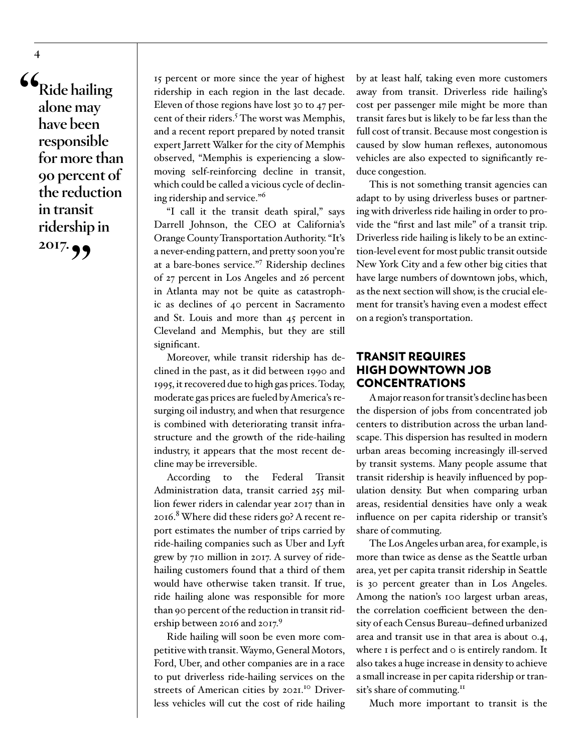> "Ride hailing alone may have been responsible for more than 90 percent of the reduction in transit ridership in 2017."

15 percent or more since the year of highest ridership in each region in the last decade. Eleven of those regions have lost 30 to 47 percent of their riders.[5] The worst was Memphis, and a recent report prepared by noted transit expert Jarrett Walker for the city of Memphis observed, "Memphis is experiencing a slow-moving self-reinforcing decline in transit, which could be called a vicious cycle of declining ridership and service."[6]

"I call it the transit death spiral," says Darrell Johnson, the CEO at California's Orange County Transportation Authority. "It's a never-ending pattern, and pretty soon you're at a bare-bones service."[7] Ridership declines of 27 percent in Los Angeles and 26 percent in Atlanta may not be quite as catastrophic as declines of 40 percent in Sacramento and St. Louis and more than 45 percent in Cleveland and Memphis, but they are still significant.

Moreover, while transit ridership has declined in the past, as it did between 1990 and 1995, it recovered due to high gas prices. Today, moderate gas prices are fueled by America's resurging oil industry, and when that resurgence is combined with deteriorating transit infrastructure and the growth of the ride-hailing industry, it appears that the most recent decline may be irreversible.

According to the Federal Transit Administration data, transit carried 255 million fewer riders in calendar year 2017 than in 2016.[8] Where did these riders go? A recent report estimates the number of trips carried by ride-hailing companies such as Uber and Lyft grew by 710 million in 2017. A survey of ride-hailing customers found that a third of them would have otherwise taken transit. If true, ride hailing alone was responsible for more than 90 percent of the reduction in transit ridership between 2016 and 2017.[9]

Ride hailing will soon be even more competitive with transit. Waymo, General Motors, Ford, Uber, and other companies are in a race to put driverless ride-hailing services on the streets of American cities by 2021.[10] Driverless vehicles will cut the cost of ride hailing by at least half, taking even more customers away from transit. Driverless ride hailing's cost per passenger mile might be more than transit fares but is likely to be far less than the full cost of transit. Because most congestion is caused by slow human reflexes, autonomous vehicles are also expected to significantly reduce congestion.

This is not something transit agencies can adapt to by using driverless buses or partnering with driverless ride hailing in order to provide the "first and last mile" of a transit trip. Driverless ride hailing is likely to be an extinction-level event for most public transit outside New York City and a few other big cities that have large numbers of downtown jobs, which, as the next section will show, is the crucial element for transit's having even a modest effect on a region's transportation.

## TRANSIT REQUIRES HIGH DOWNTOWN JOB CONCENTRATIONS

A major reason for transit's decline has been the dispersion of jobs from concentrated job centers to distribution across the urban landscape. This dispersion has resulted in modern urban areas becoming increasingly ill-served by transit systems. Many people assume that transit ridership is heavily influenced by population density. But when comparing urban areas, residential densities have only a weak influence on per capita ridership or transit's share of commuting.

The Los Angeles urban area, for example, is more than twice as dense as the Seattle urban area, yet per capita transit ridership in Seattle is 30 percent greater than in Los Angeles. Among the nation's 100 largest urban areas, the correlation coefficient between the density of each Census Bureau–defined urbanized area and transit use in that area is about 0.4, where 1 is perfect and 0 is entirely random. It also takes a huge increase in density to achieve a small increase in per capita ridership or transit's share of commuting.[11]

Much more important to transit is the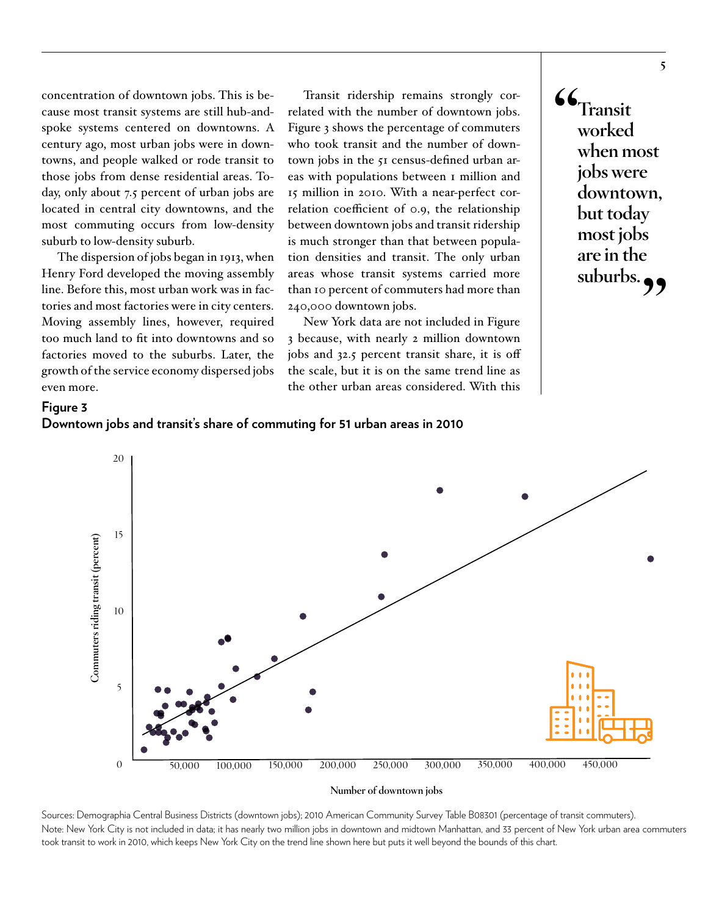concentration of downtown jobs. This is because most transit systems are still hub-and-spoke systems centered on downtowns. A century ago, most urban jobs were in downtowns, and people walked or rode transit to those jobs from dense residential areas. Today, only about 7.5 percent of urban jobs are located in central city downtowns, and the most commuting occurs from low-density suburb to low-density suburb.

The dispersion of jobs began in 1913, when Henry Ford developed the moving assembly line. Before this, most urban work was in factories and most factories were in city centers. Moving assembly lines, however, required too much land to fit into downtowns and so factories moved to the suburbs. Later, the growth of the service economy dispersed jobs even more.

Transit ridership remains strongly correlated with the number of downtown jobs. Figure 3 shows the percentage of commuters who took transit and the number of downtown jobs in the 51 census-defined urban areas with populations between 1 million and 15 million in 2010. With a near-perfect correlation coefficient of 0.9, the relationship between downtown jobs and transit ridership is much stronger than that between population densities and transit. The only urban areas whose transit systems carried more than 10 percent of commuters had more than 240,000 downtown jobs.

New York data are not included in Figure 3 because, with nearly 2 million downtown jobs and 32.5 percent transit share, it is off the scale, but it is on the same trend line as the other urban areas considered. With this

> **"Transit worked when most jobs were downtown, but today most jobs are in the suburbs."**

**Figure 3**

**Downtown jobs and transit's share of commuting for 51 urban areas in 2010**

Sources: Demographia Central Business Districts (downtown jobs); 2010 American Community Survey Table B08301 (percentage of transit commuters).

Note: New York City is not included in data; it has nearly two million jobs in downtown and midtown Manhattan, and 33 percent of New York urban area commuters took transit to work in 2010, which keeps New York City on the trend line shown here but puts it well beyond the bounds of this chart.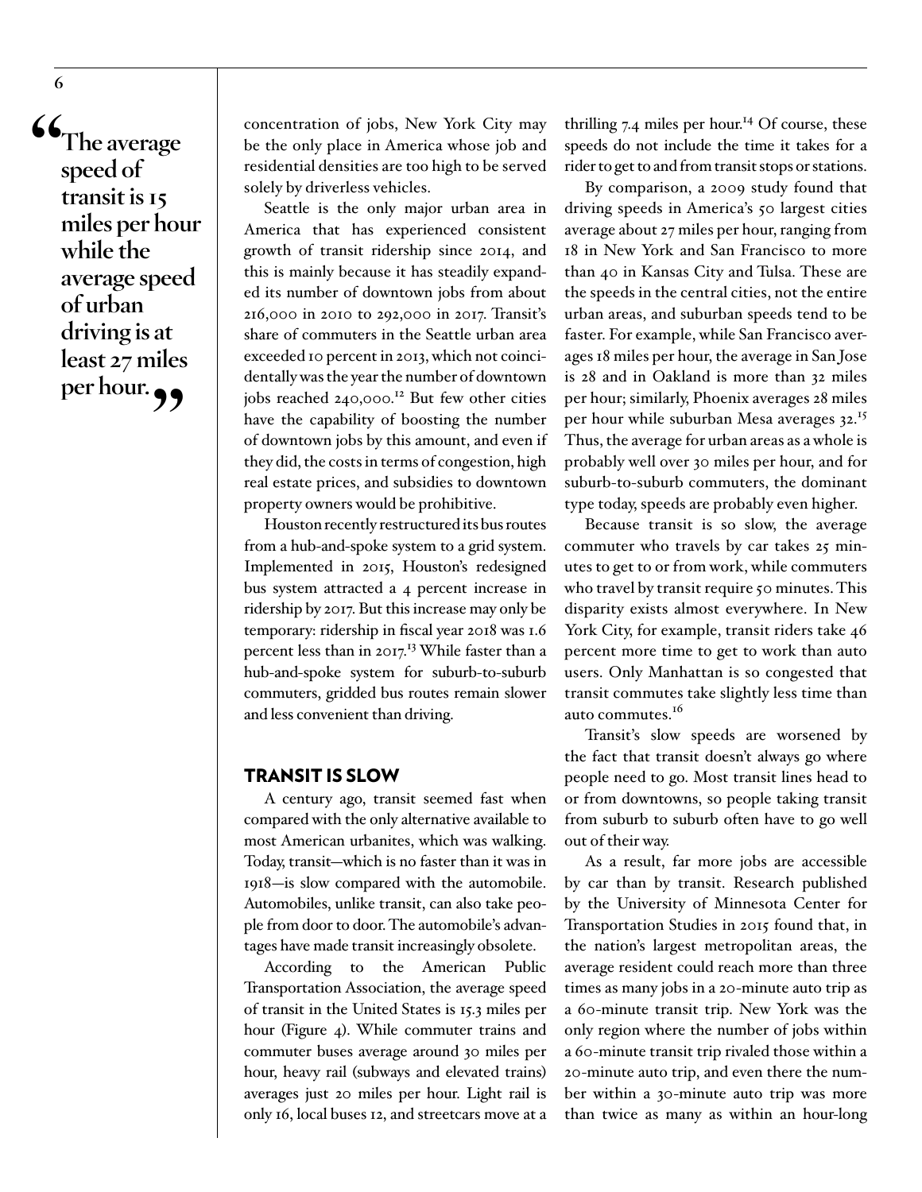> "The average speed of transit is 15 miles per hour while the average speed of urban driving is at least 27 miles per hour."

concentration of jobs, New York City may be the only place in America whose job and residential densities are too high to be served solely by driverless vehicles.

Seattle is the only major urban area in America that has experienced consistent growth of transit ridership since 2014, and this is mainly because it has steadily expanded its number of downtown jobs from about 216,000 in 2010 to 292,000 in 2017. Transit's share of commuters in the Seattle urban area exceeded 10 percent in 2013, which not coincidentally was the year the number of downtown jobs reached 240,000.[12] But few other cities have the capability of boosting the number of downtown jobs by this amount, and even if they did, the costs in terms of congestion, high real estate prices, and subsidies to downtown property owners would be prohibitive.

Houston recently restructured its bus routes from a hub-and-spoke system to a grid system. Implemented in 2015, Houston's redesigned bus system attracted a 4 percent increase in ridership by 2017. But this increase may only be temporary: ridership in fiscal year 2018 was 1.6 percent less than in 2017.[13] While faster than a hub-and-spoke system for suburb-to-suburb commuters, gridded bus routes remain slower and less convenient than driving.

## TRANSIT IS SLOW

A century ago, transit seemed fast when compared with the only alternative available to most American urbanites, which was walking. Today, transit—which is no faster than it was in 1918—is slow compared with the automobile. Automobiles, unlike transit, can also take people from door to door. The automobile's advantages have made transit increasingly obsolete.

According to the American Public Transportation Association, the average speed of transit in the United States is 15.3 miles per hour (Figure 4). While commuter trains and commuter buses average around 30 miles per hour, heavy rail (subways and elevated trains) averages just 20 miles per hour. Light rail is only 16, local buses 12, and streetcars move at a thrilling 7.4 miles per hour.[14] Of course, these speeds do not include the time it takes for a rider to get to and from transit stops or stations.

By comparison, a 2009 study found that driving speeds in America's 50 largest cities average about 27 miles per hour, ranging from 18 in New York and San Francisco to more than 40 in Kansas City and Tulsa. These are the speeds in the central cities, not the entire urban areas, and suburban speeds tend to be faster. For example, while San Francisco averages 18 miles per hour, the average in San Jose is 28 and in Oakland is more than 32 miles per hour; similarly, Phoenix averages 28 miles per hour while suburban Mesa averages 32.[15] Thus, the average for urban areas as a whole is probably well over 30 miles per hour, and for suburb-to-suburb commuters, the dominant type today, speeds are probably even higher.

Because transit is so slow, the average commuter who travels by car takes 25 minutes to get to or from work, while commuters who travel by transit require 50 minutes. This disparity exists almost everywhere. In New York City, for example, transit riders take 46 percent more time to get to work than auto users. Only Manhattan is so congested that transit commutes take slightly less time than auto commutes.[16]

Transit's slow speeds are worsened by the fact that transit doesn't always go where people need to go. Most transit lines head to or from downtowns, so people taking transit from suburb to suburb often have to go well out of their way.

As a result, far more jobs are accessible by car than by transit. Research published by the University of Minnesota Center for Transportation Studies in 2015 found that, in the nation's largest metropolitan areas, the average resident could reach more than three times as many jobs in a 20-minute auto trip as a 60-minute transit trip. New York was the only region where the number of jobs within a 60-minute transit trip rivaled those within a 20-minute auto trip, and even there the number within a 30-minute auto trip was more than twice as many as within an hour-long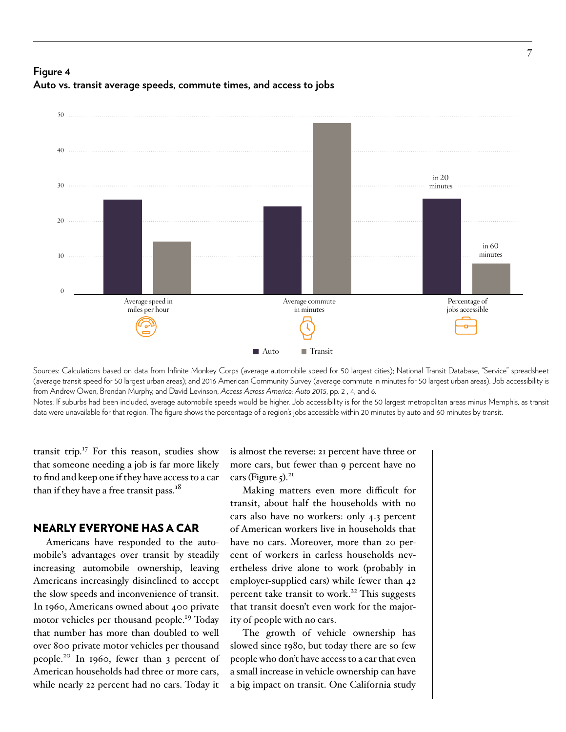**Figure 4**
**Auto vs. transit average speeds, commute times, and access to jobs**

Sources: Calculations based on data from Infinite Monkey Corps (average automobile speed for 50 largest cities); National Transit Database, "Service" spreadsheet (average transit speed for 50 largest urban areas); and 2016 American Community Survey (average commute in minutes for 50 largest urban areas). Job accessibility is from Andrew Owen, Brendan Murphy, and David Levinson, *Access Across America: Auto 2015*, pp. 2 , 4, and 6.

Notes: If suburbs had been included, average automobile speeds would be higher. Job accessibility is for the 50 largest metropolitan areas minus Memphis, as transit data were unavailable for that region. The figure shows the percentage of a region's jobs accessible within 20 minutes by auto and 60 minutes by transit.

transit trip.[17] For this reason, studies show that someone needing a job is far more likely to find and keep one if they have access to a car than if they have a free transit pass.[18]

## NEARLY EVERYONE HAS A CAR

Americans have responded to the automobile's advantages over transit by steadily increasing automobile ownership, leaving Americans increasingly disinclined to accept the slow speeds and inconvenience of transit. In 1960, Americans owned about 400 private motor vehicles per thousand people.[19] Today that number has more than doubled to well over 800 private motor vehicles per thousand people.[20] In 1960, fewer than 3 percent of American households had three or more cars, while nearly 22 percent had no cars. Today it is almost the reverse: 21 percent have three or more cars, but fewer than 9 percent have no cars (Figure 5).[21]

Making matters even more difficult for transit, about half the households with no cars also have no workers: only 4.3 percent of American workers live in households that have no cars. Moreover, more than 20 percent of workers in carless households nevertheless drive alone to work (probably in employer-supplied cars) while fewer than 42 percent take transit to work.[22] This suggests that transit doesn't even work for the majority of people with no cars.

The growth of vehicle ownership has slowed since 1980, but today there are so few people who don't have access to a car that even a small increase in vehicle ownership can have a big impact on transit. One California study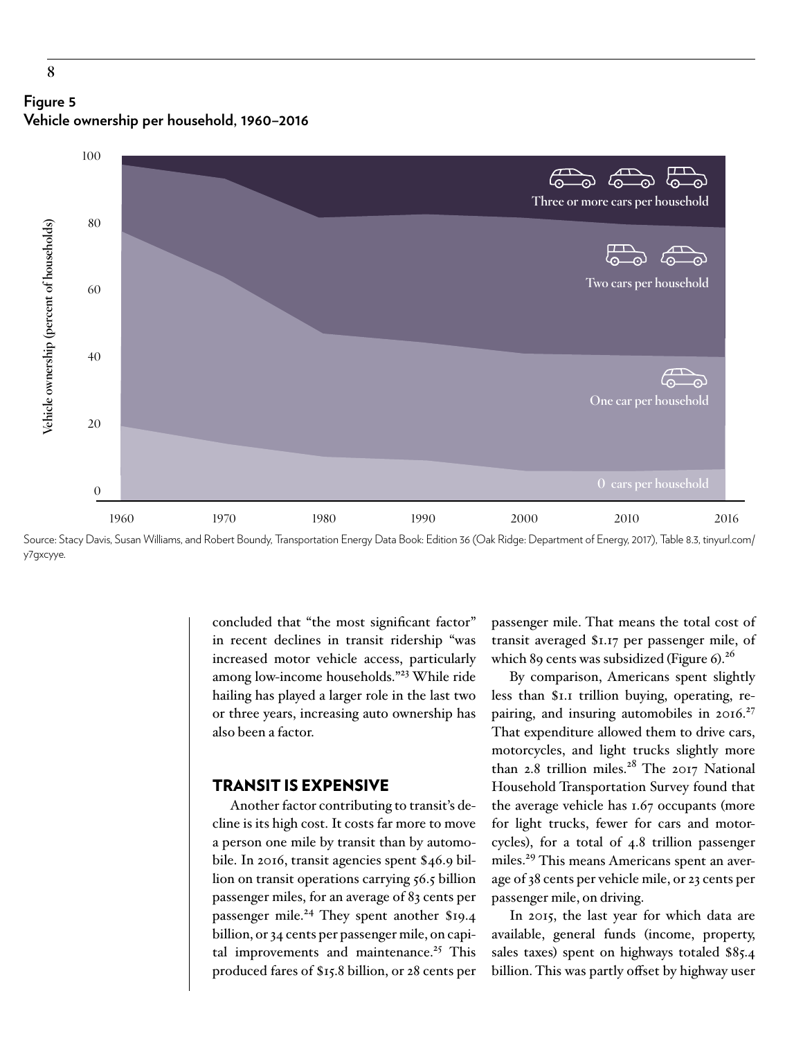**Figure 5**
**Vehicle ownership per household, 1960–2016**

Source: Stacy Davis, Susan Williams, and Robert Boundy, Transportation Energy Data Book: Edition 36 (Oak Ridge: Department of Energy, 2017), Table 8.3, tinyurl.com/y7gxcyye.

concluded that "the most significant factor" in recent declines in transit ridership "was increased motor vehicle access, particularly among low-income households."[23] While ride hailing has played a larger role in the last two or three years, increasing auto ownership has also been a factor.

## TRANSIT IS EXPENSIVE

Another factor contributing to transit's decline is its high cost. It costs far more to move a person one mile by transit than by automobile. In 2016, transit agencies spent $46.9 billion on transit operations carrying 56.5 billion passenger miles, for an average of 83 cents per passenger mile.[24] They spent another $19.4 billion, or 34 cents per passenger mile, on capital improvements and maintenance.[25] This produced fares of $15.8 billion, or 28 cents per passenger mile. That means the total cost of transit averaged $1.17 per passenger mile, of which 89 cents was subsidized (Figure 6).[26]

By comparison, Americans spent slightly less than $1.1 trillion buying, operating, repairing, and insuring automobiles in 2016.[27] That expenditure allowed them to drive cars, motorcycles, and light trucks slightly more than 2.8 trillion miles.[28] The 2017 National Household Transportation Survey found that the average vehicle has 1.67 occupants (more for light trucks, fewer for cars and motorcycles), for a total of 4.8 trillion passenger miles.[29] This means Americans spent an average of 38 cents per vehicle mile, or 23 cents per passenger mile, on driving.

In 2015, the last year for which data are available, general funds (income, property, sales taxes) spent on highways totaled $85.4 billion. This was partly offset by highway user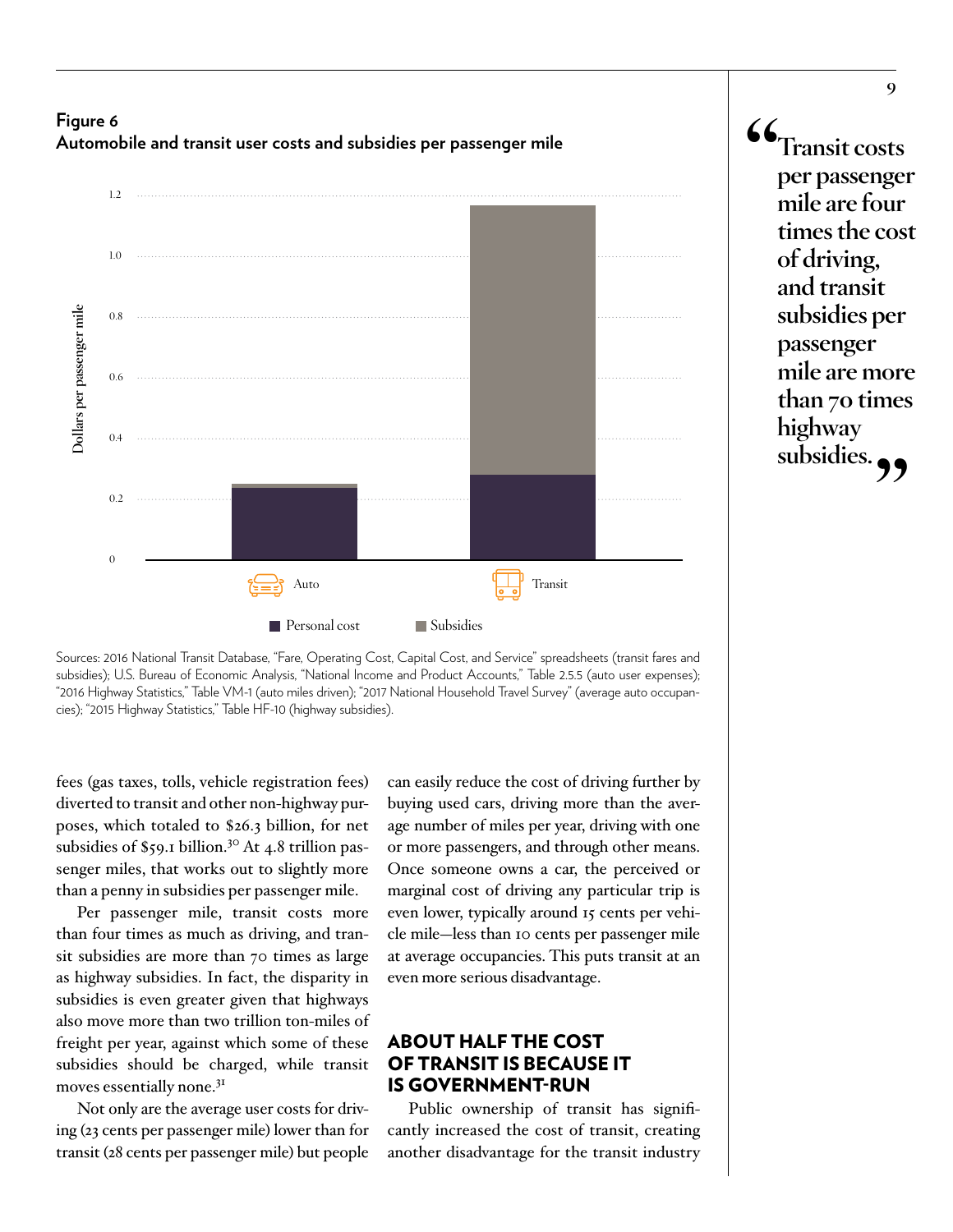**Figure 6**
**Automobile and transit user costs and subsidies per passenger mile**

Sources: 2016 National Transit Database, "Fare, Operating Cost, Capital Cost, and Service" spreadsheets (transit fares and subsidies); U.S. Bureau of Economic Analysis, "National Income and Product Accounts," Table 2.5.5 (auto user expenses); "2016 Highway Statistics," Table VM-1 (auto miles driven); "2017 National Household Travel Survey" (average auto occupancies); "2015 Highway Statistics," Table HF-10 (highway subsidies).

fees (gas taxes, tolls, vehicle registration fees) diverted to transit and other non-highway purposes, which totaled to $26.3 billion, for net subsidies of $59.1 billion.[30] At 4.8 trillion passenger miles, that works out to slightly more than a penny in subsidies per passenger mile.

Per passenger mile, transit costs more than four times as much as driving, and transit subsidies are more than 70 times as large as highway subsidies. In fact, the disparity in subsidies is even greater given that highways also move more than two trillion ton-miles of freight per year, against which some of these subsidies should be charged, while transit moves essentially none.[31]

Not only are the average user costs for driving (23 cents per passenger mile) lower than for transit (28 cents per passenger mile) but people can easily reduce the cost of driving further by buying used cars, driving more than the average number of miles per year, driving with one or more passengers, and through other means. Once someone owns a car, the perceived or marginal cost of driving any particular trip is even lower, typically around 15 cents per vehicle mile—less than 10 cents per passenger mile at average occupancies. This puts transit at an even more serious disadvantage.

## ABOUT HALF THE COST OF TRANSIT IS BECAUSE IT IS GOVERNMENT-RUN

Public ownership of transit has significantly increased the cost of transit, creating another disadvantage for the transit industry

> "Transit costs per passenger mile are four times the cost of driving, and transit subsidies per passenger mile are more than 70 times highway subsidies."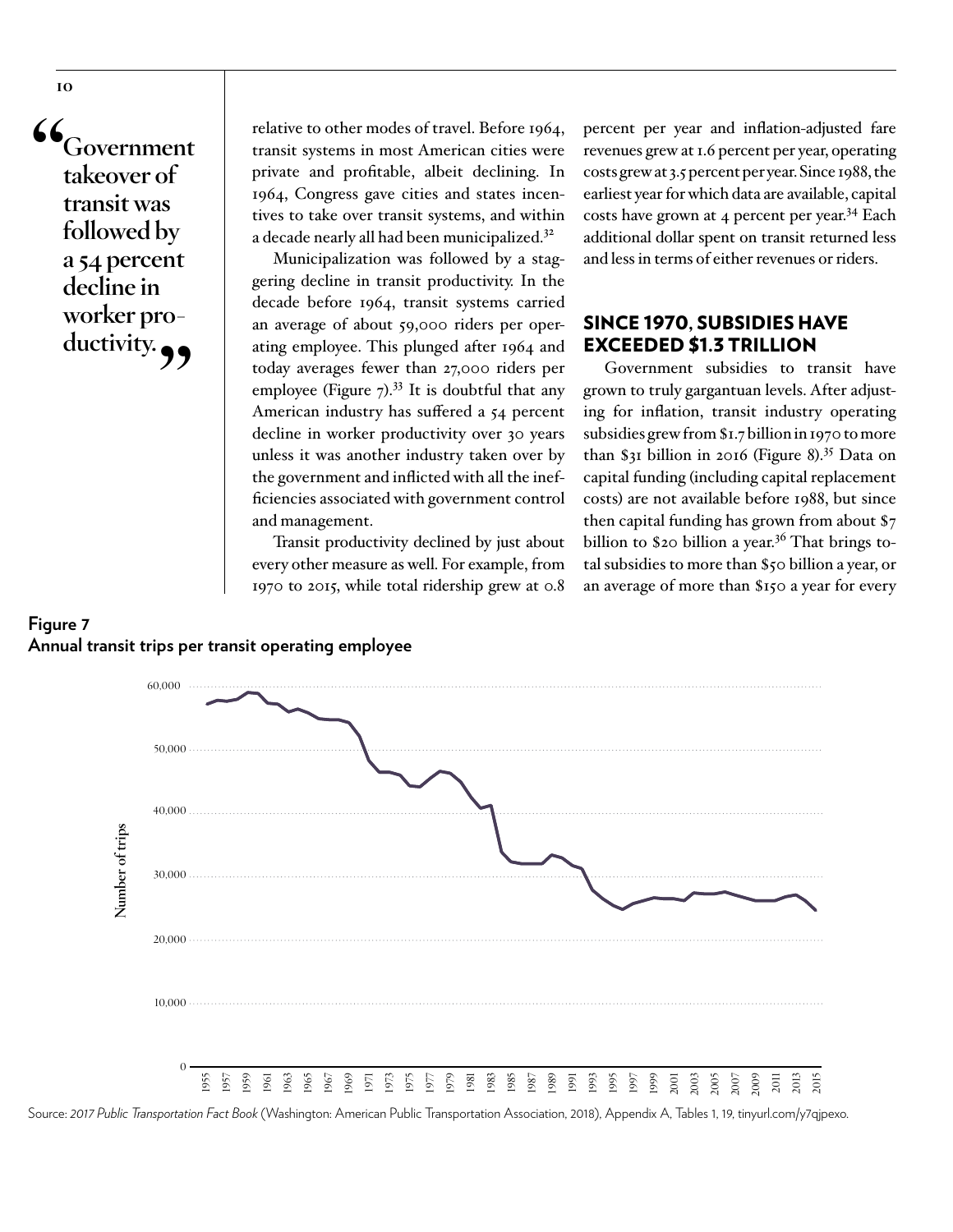"Government takeover of transit was followed by a 54 percent decline in worker productivity."

relative to other modes of travel. Before 1964, transit systems in most American cities were private and profitable, albeit declining. In 1964, Congress gave cities and states incentives to take over transit systems, and within a decade nearly all had been municipalized.[32]

Municipalization was followed by a staggering decline in transit productivity. In the decade before 1964, transit systems carried an average of about 59,000 riders per operating employee. This plunged after 1964 and today averages fewer than 27,000 riders per employee (Figure 7).[33] It is doubtful that any American industry has suffered a 54 percent decline in worker productivity over 30 years unless it was another industry taken over by the government and inflicted with all the inefficiencies associated with government control and management.

Transit productivity declined by just about every other measure as well. For example, from 1970 to 2015, while total ridership grew at 0.8 percent per year and inflation-adjusted fare revenues grew at 1.6 percent per year, operating costs grew at 3.5 percent per year. Since 1988, the earliest year for which data are available, capital costs have grown at 4 percent per year.[34] Each additional dollar spent on transit returned less and less in terms of either revenues or riders.

## SINCE 1970, SUBSIDIES HAVE EXCEEDED $1.3 TRILLION

Government subsidies to transit have grown to truly gargantuan levels. After adjusting for inflation, transit industry operating subsidies grew from $1.7 billion in 1970 to more than $31 billion in 2016 (Figure 8).[35] Data on capital funding (including capital replacement costs) are not available before 1988, but since then capital funding has grown from about $7 billion to $20 billion a year.[36] That brings total subsidies to more than $50 billion a year, or an average of more than $150 a year for every

**Figure 7**
**Annual transit trips per transit operating employee**

Source: *2017 Public Transportation Fact Book* (Washington: American Public Transportation Association, 2018), Appendix A, Tables 1, 19, tinyurl.com/y7qjpexo.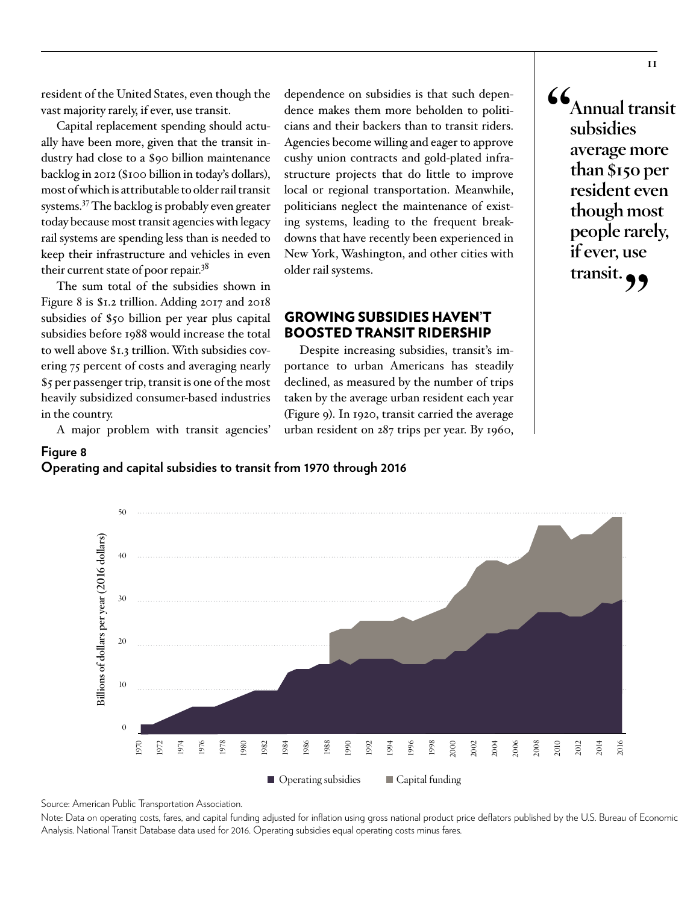resident of the United States, even though the vast majority rarely, if ever, use transit.

Capital replacement spending should actually have been more, given that the transit industry had close to a $90 billion maintenance backlog in 2012 ($100 billion in today's dollars), most of which is attributable to older rail transit systems.[37] The backlog is probably even greater today because most transit agencies with legacy rail systems are spending less than is needed to keep their infrastructure and vehicles in even their current state of poor repair.[38]

The sum total of the subsidies shown in Figure 8 is $1.2 trillion. Adding 2017 and 2018 subsidies of $50 billion per year plus capital subsidies before 1988 would increase the total to well above $1.3 trillion. With subsidies covering 75 percent of costs and averaging nearly $5 per passenger trip, transit is one of the most heavily subsidized consumer-based industries in the country.

A major problem with transit agencies' dependence on subsidies is that such dependence makes them more beholden to politicians and their backers than to transit riders. Agencies become willing and eager to approve cushy union contracts and gold-plated infrastructure projects that do little to improve local or regional transportation. Meanwhile, politicians neglect the maintenance of existing systems, leading to the frequent breakdowns that have recently been experienced in New York, Washington, and other cities with older rail systems.

## GROWING SUBSIDIES HAVEN'T BOOSTED TRANSIT RIDERSHIP

Despite increasing subsidies, transit's importance to urban Americans has steadily declined, as measured by the number of trips taken by the average urban resident each year (Figure 9). In 1920, transit carried the average urban resident on 287 trips per year. By 1960,

> **"Annual transit subsidies average more than $150 per resident even though most people rarely, if ever, use transit."**

**Figure 8**
**Operating and capital subsidies to transit from 1970 through 2016**

Source: American Public Transportation Association.

Note: Data on operating costs, fares, and capital funding adjusted for inflation using gross national product price deflators published by the U.S. Bureau of Economic Analysis. National Transit Database data used for 2016. Operating subsidies equal operating costs minus fares.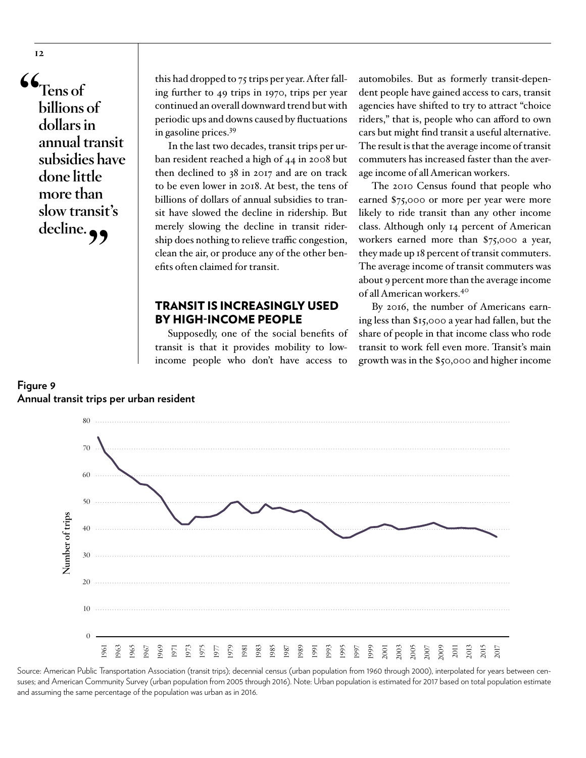"Tens of billions of dollars in annual transit subsidies have done little more than slow transit's decline."

this had dropped to 75 trips per year. After falling further to 49 trips in 1970, trips per year continued an overall downward trend but with periodic ups and downs caused by fluctuations in gasoline prices.[39]

In the last two decades, transit trips per urban resident reached a high of 44 in 2008 but then declined to 38 in 2017 and are on track to be even lower in 2018. At best, the tens of billions of dollars of annual subsidies to transit have slowed the decline in ridership. But merely slowing the decline in transit ridership does nothing to relieve traffic congestion, clean the air, or produce any of the other benefits often claimed for transit.

## TRANSIT IS INCREASINGLY USED BY HIGH-INCOME PEOPLE

Supposedly, one of the social benefits of transit is that it provides mobility to low-income people who don't have access to automobiles. But as formerly transit-dependent people have gained access to cars, transit agencies have shifted to try to attract "choice riders," that is, people who can afford to own cars but might find transit a useful alternative. The result is that the average income of transit commuters has increased faster than the average income of all American workers.

The 2010 Census found that people who earned $75,000 or more per year were more likely to ride transit than any other income class. Although only 14 percent of American workers earned more than $75,000 a year, they made up 18 percent of transit commuters. The average income of transit commuters was about 9 percent more than the average income of all American workers.[40]

By 2016, the number of Americans earning less than $15,000 a year had fallen, but the share of people in that income class who rode transit to work fell even more. Transit's main growth was in the $50,000 and higher income

**Figure 9**
**Annual transit trips per urban resident**

Source: American Public Transportation Association (transit trips); decennial census (urban population from 1960 through 2000), interpolated for years between censuses; and American Community Survey (urban population from 2005 through 2016). Note: Urban population is estimated for 2017 based on total population estimate and assuming the same percentage of the population was urban as in 2016.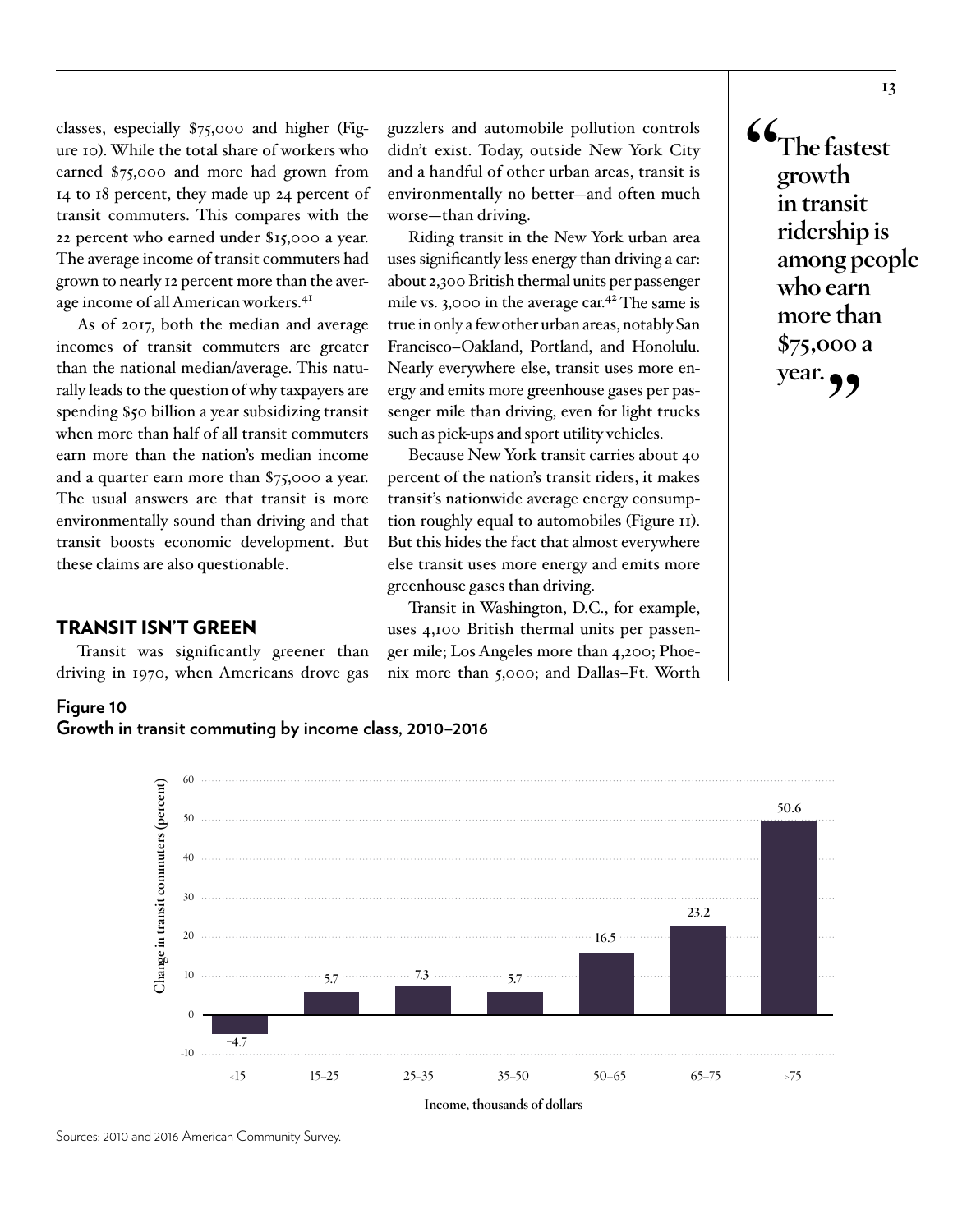classes, especially $75,000 and higher (Figure 10). While the total share of workers who earned $75,000 and more had grown from 14 to 18 percent, they made up 24 percent of transit commuters. This compares with the 22 percent who earned under $15,000 a year. The average income of transit commuters had grown to nearly 12 percent more than the average income of all American workers.[41]

As of 2017, both the median and average incomes of transit commuters are greater than the national median/average. This naturally leads to the question of why taxpayers are spending $50 billion a year subsidizing transit when more than half of all transit commuters earn more than the nation's median income and a quarter earn more than $75,000 a year. The usual answers are that transit is more environmentally sound than driving and that transit boosts economic development. But these claims are also questionable.

## TRANSIT ISN'T GREEN

Transit was significantly greener than driving in 1970, when Americans drove gas guzzlers and automobile pollution controls didn't exist. Today, outside New York City and a handful of other urban areas, transit is environmentally no better—and often much worse—than driving.

Riding transit in the New York urban area uses significantly less energy than driving a car: about 2,300 British thermal units per passenger mile vs. 3,000 in the average car.[42] The same is true in only a few other urban areas, notably San Francisco–Oakland, Portland, and Honolulu. Nearly everywhere else, transit uses more energy and emits more greenhouse gases per passenger mile than driving, even for light trucks such as pick-ups and sport utility vehicles.

Because New York transit carries about 40 percent of the nation's transit riders, it makes transit's nationwide average energy consumption roughly equal to automobiles (Figure 11). But this hides the fact that almost everywhere else transit uses more energy and emits more greenhouse gases than driving.

Transit in Washington, D.C., for example, uses 4,100 British thermal units per passenger mile; Los Angeles more than 4,200; Phoenix more than 5,000; and Dallas–Ft. Worth

> "The fastest growth in transit ridership is among people who earn more than $75,000 a year."

**Figure 10**
**Growth in transit commuting by income class, 2010–2016**

| Income, thousands of dollars | Change in transit commuters (percent) |
|---|---|
| <15 | −4.7 |
| 15–25 | 5.7 |
| 25–35 | 7.3 |
| 35–50 | 5.7 |
| 50–65 | 16.5 |
| 65–75 | 23.2 |
| >75 | 50.6 |

Sources: 2010 and 2016 American Community Survey.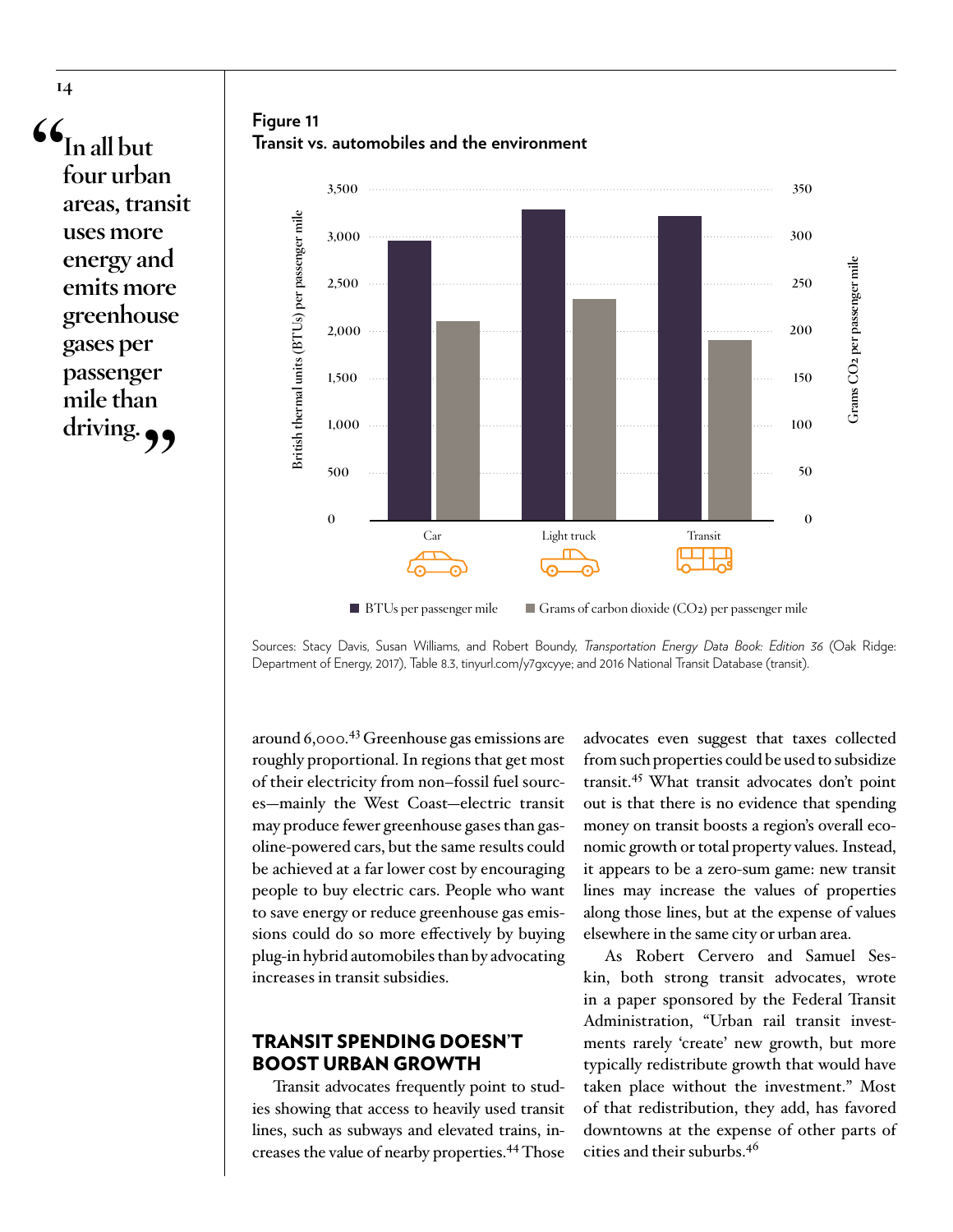> "In all but four urban areas, transit uses more energy and emits more greenhouse gases per passenger mile than driving."

**Figure 11**
**Transit vs. automobiles and the environment**

Sources: Stacy Davis, Susan Williams, and Robert Boundy, *Transportation Energy Data Book: Edition 36* (Oak Ridge: Department of Energy, 2017), Table 8.3, tinyurl.com/y7gxcyye; and 2016 National Transit Database (transit).

around 6,000.[43] Greenhouse gas emissions are roughly proportional. In regions that get most of their electricity from non–fossil fuel sources—mainly the West Coast—electric transit may produce fewer greenhouse gases than gasoline-powered cars, but the same results could be achieved at a far lower cost by encouraging people to buy electric cars. People who want to save energy or reduce greenhouse gas emissions could do so more effectively by buying plug-in hybrid automobiles than by advocating increases in transit subsidies.

## TRANSIT SPENDING DOESN'T BOOST URBAN GROWTH

Transit advocates frequently point to studies showing that access to heavily used transit lines, such as subways and elevated trains, increases the value of nearby properties.[44] Those advocates even suggest that taxes collected from such properties could be used to subsidize transit.[45] What transit advocates don't point out is that there is no evidence that spending money on transit boosts a region's overall economic growth or total property values. Instead, it appears to be a zero-sum game: new transit lines may increase the values of properties along those lines, but at the expense of values elsewhere in the same city or urban area.

As Robert Cervero and Samuel Seskin, both strong transit advocates, wrote in a paper sponsored by the Federal Transit Administration, "Urban rail transit investments rarely 'create' new growth, but more typically redistribute growth that would have taken place without the investment." Most of that redistribution, they add, has favored downtowns at the expense of other parts of cities and their suburbs.[46]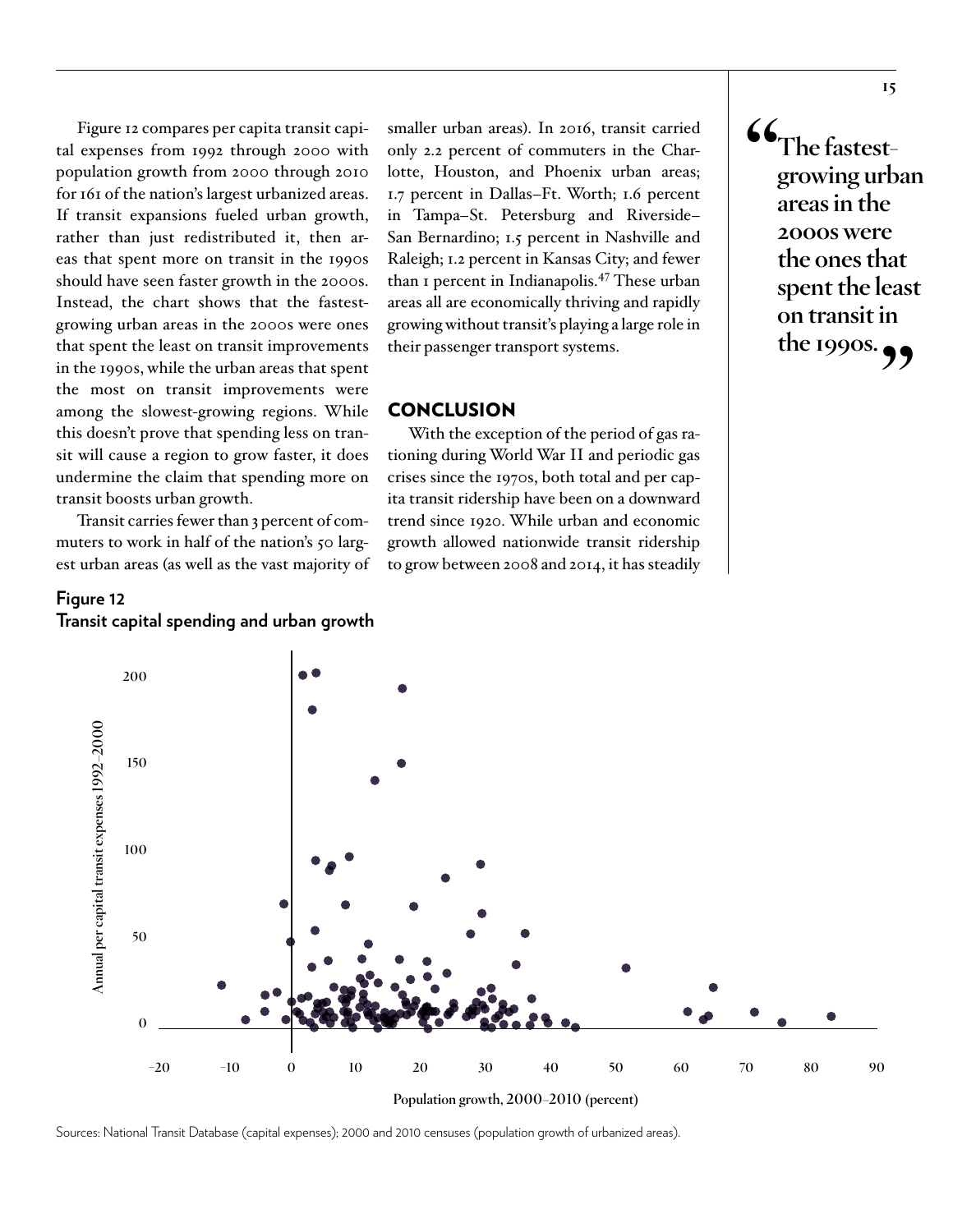Figure 12 compares per capita transit capital expenses from 1992 through 2000 with population growth from 2000 through 2010 for 161 of the nation's largest urbanized areas. If transit expansions fueled urban growth, rather than just redistributed it, then areas that spent more on transit in the 1990s should have seen faster growth in the 2000s. Instead, the chart shows that the fastest-growing urban areas in the 2000s were ones that spent the least on transit improvements in the 1990s, while the urban areas that spent the most on transit improvements were among the slowest-growing regions. While this doesn't prove that spending less on transit will cause a region to grow faster, it does undermine the claim that spending more on transit boosts urban growth.

Transit carries fewer than 3 percent of commuters to work in half of the nation's 50 largest urban areas (as well as the vast majority of smaller urban areas). In 2016, transit carried only 2.2 percent of commuters in the Charlotte, Houston, and Phoenix urban areas; 1.7 percent in Dallas–Ft. Worth; 1.6 percent in Tampa–St. Petersburg and Riverside–San Bernardino; 1.5 percent in Nashville and Raleigh; 1.2 percent in Kansas City; and fewer than 1 percent in Indianapolis.[47] These urban areas all are economically thriving and rapidly growing without transit's playing a large role in their passenger transport systems.

## CONCLUSION

With the exception of the period of gas rationing during World War II and periodic gas crises since the 1970s, both total and per capita transit ridership have been on a downward trend since 1920. While urban and economic growth allowed nationwide transit ridership to grow between 2008 and 2014, it has steadily

> "The fastest-growing urban areas in the 2000s were the ones that spent the least on transit in the 1990s."

**Figure 12**
**Transit capital spending and urban growth**

Sources: National Transit Database (capital expenses); 2000 and 2010 censuses (population growth of urbanized areas).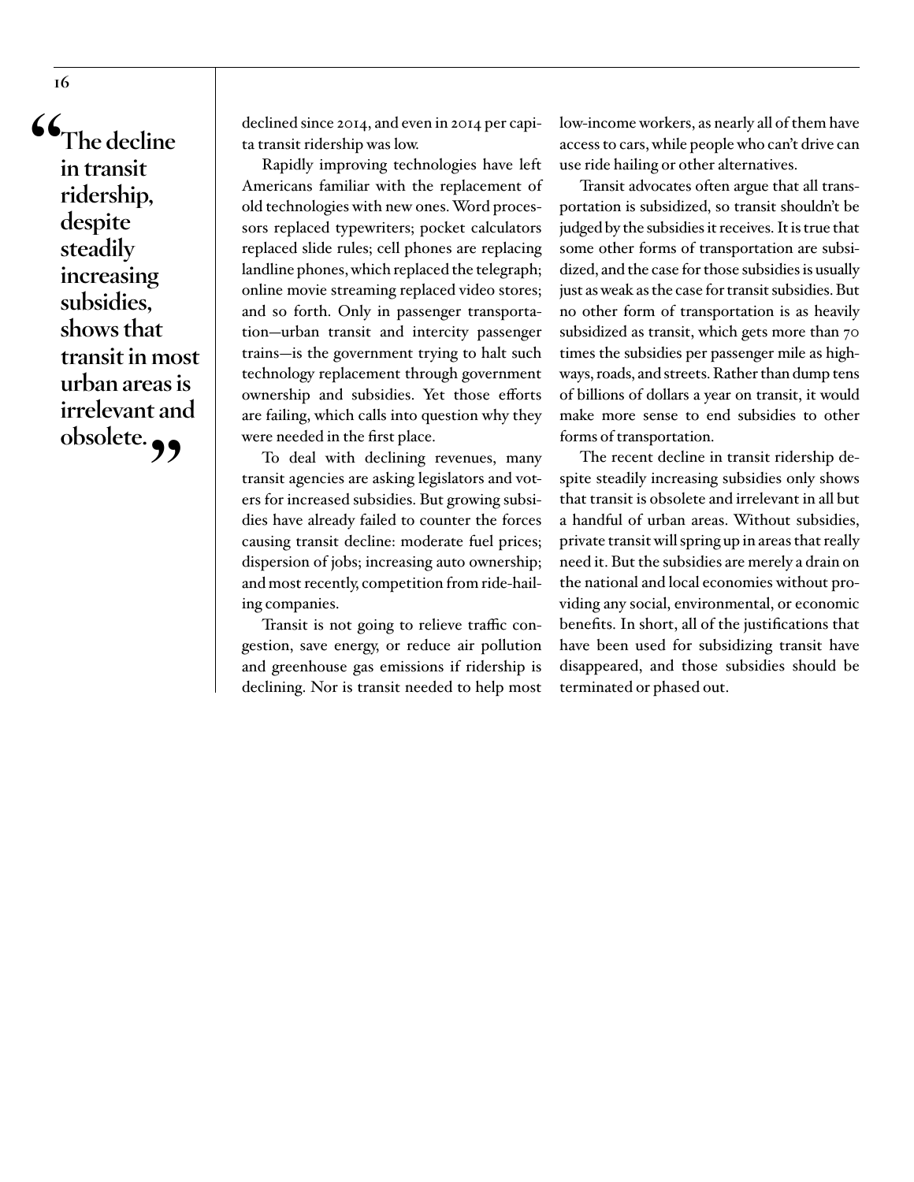> **"The decline in transit ridership, despite steadily increasing subsidies, shows that transit in most urban areas is irrelevant and obsolete."**

declined since 2014, and even in 2014 per capita transit ridership was low.

Rapidly improving technologies have left Americans familiar with the replacement of old technologies with new ones. Word processors replaced typewriters; pocket calculators replaced slide rules; cell phones are replacing landline phones, which replaced the telegraph; online movie streaming replaced video stores; and so forth. Only in passenger transportation—urban transit and intercity passenger trains—is the government trying to halt such technology replacement through government ownership and subsidies. Yet those efforts are failing, which calls into question why they were needed in the first place.

To deal with declining revenues, many transit agencies are asking legislators and voters for increased subsidies. But growing subsidies have already failed to counter the forces causing transit decline: moderate fuel prices; dispersion of jobs; increasing auto ownership; and most recently, competition from ride-hailing companies.

Transit is not going to relieve traffic congestion, save energy, or reduce air pollution and greenhouse gas emissions if ridership is declining. Nor is transit needed to help most low-income workers, as nearly all of them have access to cars, while people who can't drive can use ride hailing or other alternatives.

Transit advocates often argue that all transportation is subsidized, so transit shouldn't be judged by the subsidies it receives. It is true that some other forms of transportation are subsidized, and the case for those subsidies is usually just as weak as the case for transit subsidies. But no other form of transportation is as heavily subsidized as transit, which gets more than 70 times the subsidies per passenger mile as highways, roads, and streets. Rather than dump tens of billions of dollars a year on transit, it would make more sense to end subsidies to other forms of transportation.

The recent decline in transit ridership despite steadily increasing subsidies only shows that transit is obsolete and irrelevant in all but a handful of urban areas. Without subsidies, private transit will spring up in areas that really need it. But the subsidies are merely a drain on the national and local economies without providing any social, environmental, or economic benefits. In short, all of the justifications that have been used for subsidizing transit have disappeared, and those subsidies should be terminated or phased out.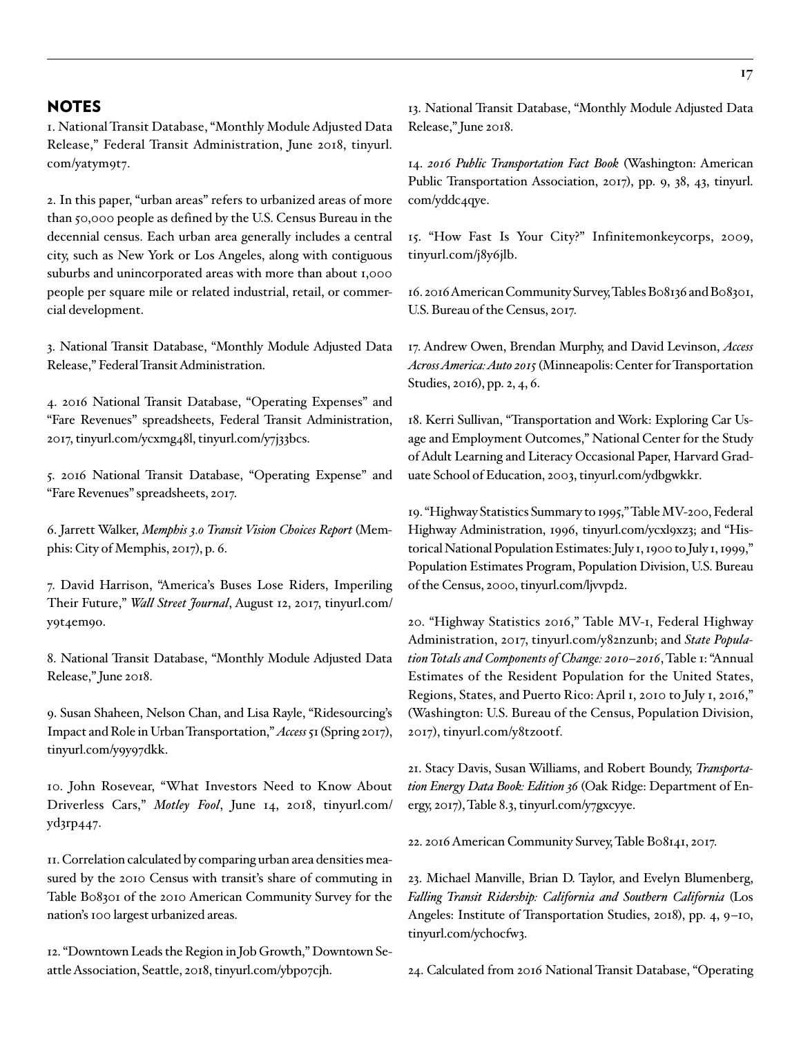## NOTES

1. National Transit Database, "Monthly Module Adjusted Data Release," Federal Transit Administration, June 2018, tinyurl.com/yatym9t7.

2. In this paper, "urban areas" refers to urbanized areas of more than 50,000 people as defined by the U.S. Census Bureau in the decennial census. Each urban area generally includes a central city, such as New York or Los Angeles, along with contiguous suburbs and unincorporated areas with more than about 1,000 people per square mile or related industrial, retail, or commercial development.

3. National Transit Database, "Monthly Module Adjusted Data Release," Federal Transit Administration.

4. 2016 National Transit Database, "Operating Expenses" and "Fare Revenues" spreadsheets, Federal Transit Administration, 2017, tinyurl.com/ycxmg48l, tinyurl.com/y7j33bcs.

5. 2016 National Transit Database, "Operating Expense" and "Fare Revenues" spreadsheets, 2017.

6. Jarrett Walker, *Memphis 3.0 Transit Vision Choices Report* (Memphis: City of Memphis, 2017), p. 6.

7. David Harrison, "America's Buses Lose Riders, Imperiling Their Future," *Wall Street Journal*, August 12, 2017, tinyurl.com/y9t4em9o.

8. National Transit Database, "Monthly Module Adjusted Data Release," June 2018.

9. Susan Shaheen, Nelson Chan, and Lisa Rayle, "Ridesourcing's Impact and Role in Urban Transportation," *Access* 51 (Spring 2017), tinyurl.com/y9y97dkk.

10. John Rosevear, "What Investors Need to Know About Driverless Cars," *Motley Fool*, June 14, 2018, tinyurl.com/yd3rp447.

11. Correlation calculated by comparing urban area densities measured by the 2010 Census with transit's share of commuting in Table B08301 of the 2010 American Community Survey for the nation's 100 largest urbanized areas.

12. "Downtown Leads the Region in Job Growth," Downtown Seattle Association, Seattle, 2018, tinyurl.com/ybpo7cjh.

13. National Transit Database, "Monthly Module Adjusted Data Release," June 2018.

14. *2016 Public Transportation Fact Book* (Washington: American Public Transportation Association, 2017), pp. 9, 38, 43, tinyurl.com/yddc4qye.

15. "How Fast Is Your City?" Infinitemonkeycorps, 2009, tinyurl.com/j8y6jlb.

16. 2016 American Community Survey, Tables B08136 and B08301, U.S. Bureau of the Census, 2017.

17. Andrew Owen, Brendan Murphy, and David Levinson, *Access Across America: Auto 2015* (Minneapolis: Center for Transportation Studies, 2016), pp. 2, 4, 6.

18. Kerri Sullivan, "Transportation and Work: Exploring Car Usage and Employment Outcomes," National Center for the Study of Adult Learning and Literacy Occasional Paper, Harvard Graduate School of Education, 2003, tinyurl.com/ydbgwkkr.

19. "Highway Statistics Summary to 1995," Table MV-200, Federal Highway Administration, 1996, tinyurl.com/ycxl9xz3; and "Historical National Population Estimates: July 1, 1900 to July 1, 1999," Population Estimates Program, Population Division, U.S. Bureau of the Census, 2000, tinyurl.com/ljvvpd2.

20. "Highway Statistics 2016," Table MV-1, Federal Highway Administration, 2017, tinyurl.com/y82nzunb; and *State Population Totals and Components of Change: 2010–2016*, Table 1: "Annual Estimates of the Resident Population for the United States, Regions, States, and Puerto Rico: April 1, 2010 to July 1, 2016," (Washington: U.S. Bureau of the Census, Population Division, 2017), tinyurl.com/y8tzootf.

21. Stacy Davis, Susan Williams, and Robert Boundy, *Transportation Energy Data Book: Edition 36* (Oak Ridge: Department of Energy, 2017), Table 8.3, tinyurl.com/y7gxcyye.

22. 2016 American Community Survey, Table B08141, 2017.

23. Michael Manville, Brian D. Taylor, and Evelyn Blumenberg, *Falling Transit Ridership: California and Southern California* (Los Angeles: Institute of Transportation Studies, 2018), pp. 4, 9–10, tinyurl.com/ychocfw3.

24. Calculated from 2016 National Transit Database, "Operating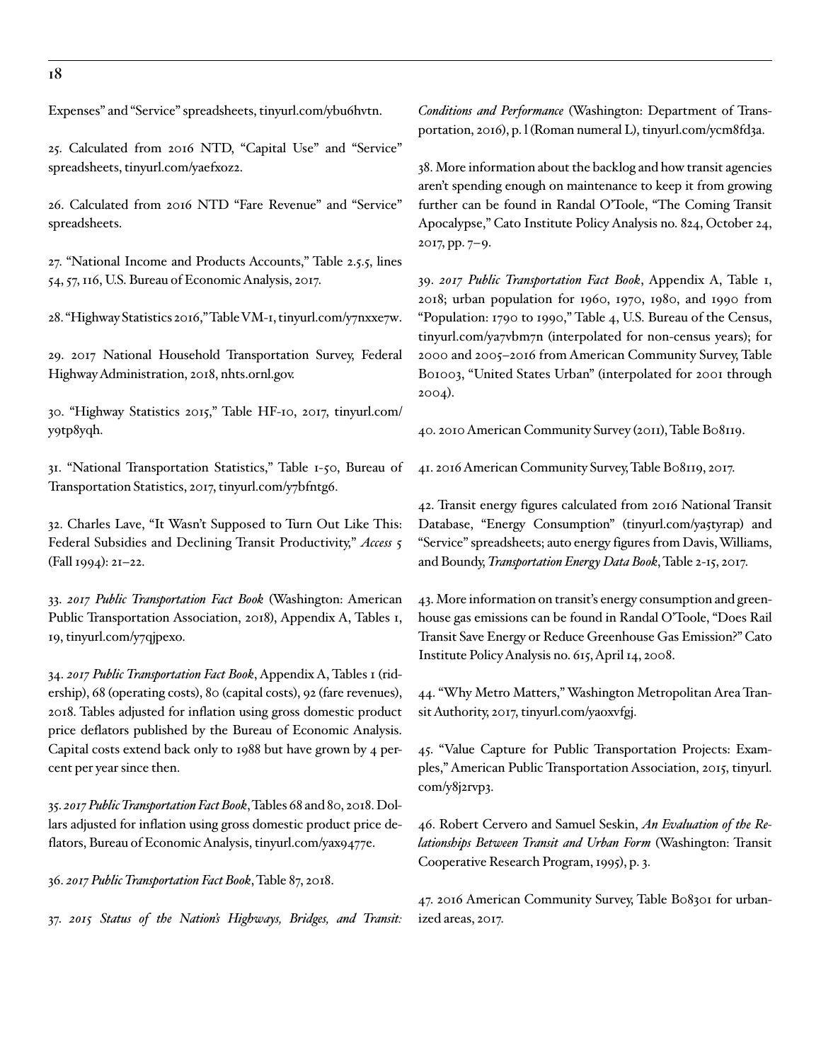Expenses" and "Service" spreadsheets, tinyurl.com/ybu6hvtn.

25. Calculated from 2016 NTD, "Capital Use" and "Service" spreadsheets, tinyurl.com/yaefxoz2.

26. Calculated from 2016 NTD "Fare Revenue" and "Service" spreadsheets.

27. "National Income and Products Accounts," Table 2.5.5, lines 54, 57, 116, U.S. Bureau of Economic Analysis, 2017.

28. "Highway Statistics 2016," Table VM-1, tinyurl.com/y7nxxe7w.

29. 2017 National Household Transportation Survey, Federal Highway Administration, 2018, nhts.ornl.gov.

30. "Highway Statistics 2015," Table HF-10, 2017, tinyurl.com/y9tp8yqh.

31. "National Transportation Statistics," Table 1-50, Bureau of Transportation Statistics, 2017, tinyurl.com/y7bfntg6.

32. Charles Lave, "It Wasn't Supposed to Turn Out Like This: Federal Subsidies and Declining Transit Productivity," *Access* 5 (Fall 1994): 21–22.

33. *2017 Public Transportation Fact Book* (Washington: American Public Transportation Association, 2018), Appendix A, Tables 1, 19, tinyurl.com/y7qjpexo.

34. *2017 Public Transportation Fact Book*, Appendix A, Tables 1 (ridership), 68 (operating costs), 80 (capital costs), 92 (fare revenues), 2018. Tables adjusted for inflation using gross domestic product price deflators published by the Bureau of Economic Analysis. Capital costs extend back only to 1988 but have grown by 4 percent per year since then.

35. *2017 Public Transportation Fact Book*, Tables 68 and 80, 2018. Dollars adjusted for inflation using gross domestic product price deflators, Bureau of Economic Analysis, tinyurl.com/yax9477e.

36. *2017 Public Transportation Fact Book*, Table 87, 2018.

37. *2015 Status of the Nation's Highways, Bridges, and Transit: Conditions and Performance* (Washington: Department of Transportation, 2016), p. l (Roman numeral L), tinyurl.com/ycm8fd3a.

38. More information about the backlog and how transit agencies aren't spending enough on maintenance to keep it from growing further can be found in Randal O'Toole, "The Coming Transit Apocalypse," Cato Institute Policy Analysis no. 824, October 24, 2017, pp. 7–9.

39. *2017 Public Transportation Fact Book*, Appendix A, Table 1, 2018; urban population for 1960, 1970, 1980, and 1990 from "Population: 1790 to 1990," Table 4, U.S. Bureau of the Census, tinyurl.com/ya7vbm7n (interpolated for non-census years); for 2000 and 2005–2016 from American Community Survey, Table B01003, "United States Urban" (interpolated for 2001 through 2004).

40. 2010 American Community Survey (2011), Table B08119.

41. 2016 American Community Survey, Table B08119, 2017.

42. Transit energy figures calculated from 2016 National Transit Database, "Energy Consumption" (tinyurl.com/ya5tyrap) and "Service" spreadsheets; auto energy figures from Davis, Williams, and Boundy, *Transportation Energy Data Book*, Table 2-15, 2017.

43. More information on transit's energy consumption and greenhouse gas emissions can be found in Randal O'Toole, "Does Rail Transit Save Energy or Reduce Greenhouse Gas Emission?" Cato Institute Policy Analysis no. 615, April 14, 2008.

44. "Why Metro Matters," Washington Metropolitan Area Transit Authority, 2017, tinyurl.com/yaoxvfgj.

45. "Value Capture for Public Transportation Projects: Examples," American Public Transportation Association, 2015, tinyurl.com/y8j2rvp3.

46. Robert Cervero and Samuel Seskin, *An Evaluation of the Relationships Between Transit and Urban Form* (Washington: Transit Cooperative Research Program, 1995), p. 3.

47. 2016 American Community Survey, Table B08301 for urbanized areas, 2017.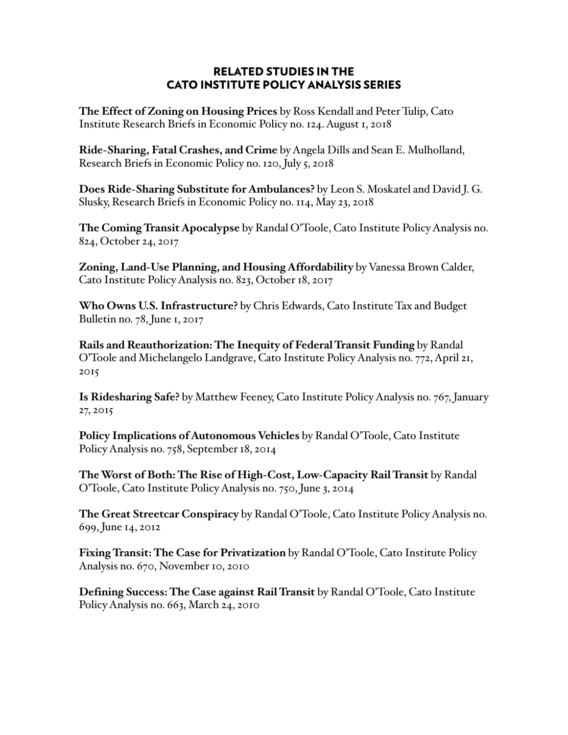## RELATED STUDIES IN THE CATO INSTITUTE POLICY ANALYSIS SERIES

**The Effect of Zoning on Housing Prices** by Ross Kendall and Peter Tulip, Cato Institute Research Briefs in Economic Policy no. 124. August 1, 2018

**Ride-Sharing, Fatal Crashes, and Crime** by Angela Dills and Sean E. Mulholland, Research Briefs in Economic Policy no. 120, July 5, 2018

**Does Ride-Sharing Substitute for Ambulances?** by Leon S. Moskatel and David J. G. Slusky, Research Briefs in Economic Policy no. 114, May 23, 2018

**The Coming Transit Apocalypse** by Randal O'Toole, Cato Institute Policy Analysis no. 824, October 24, 2017

**Zoning, Land-Use Planning, and Housing Affordability** by Vanessa Brown Calder, Cato Institute Policy Analysis no. 823, October 18, 2017

**Who Owns U.S. Infrastructure?** by Chris Edwards, Cato Institute Tax and Budget Bulletin no. 78, June 1, 2017

**Rails and Reauthorization: The Inequity of Federal Transit Funding** by Randal O'Toole and Michelangelo Landgrave, Cato Institute Policy Analysis no. 772, April 21, 2015

**Is Ridesharing Safe?** by Matthew Feeney, Cato Institute Policy Analysis no. 767, January 27, 2015

**Policy Implications of Autonomous Vehicles** by Randal O'Toole, Cato Institute Policy Analysis no. 758, September 18, 2014

**The Worst of Both: The Rise of High-Cost, Low-Capacity Rail Transit** by Randal O'Toole, Cato Institute Policy Analysis no. 750, June 3, 2014

**The Great Streetcar Conspiracy** by Randal O'Toole, Cato Institute Policy Analysis no. 699, June 14, 2012

**Fixing Transit: The Case for Privatization** by Randal O'Toole, Cato Institute Policy Analysis no. 670, November 10, 2010

**Defining Success: The Case against Rail Transit** by Randal O'Toole, Cato Institute Policy Analysis no. 663, March 24, 2010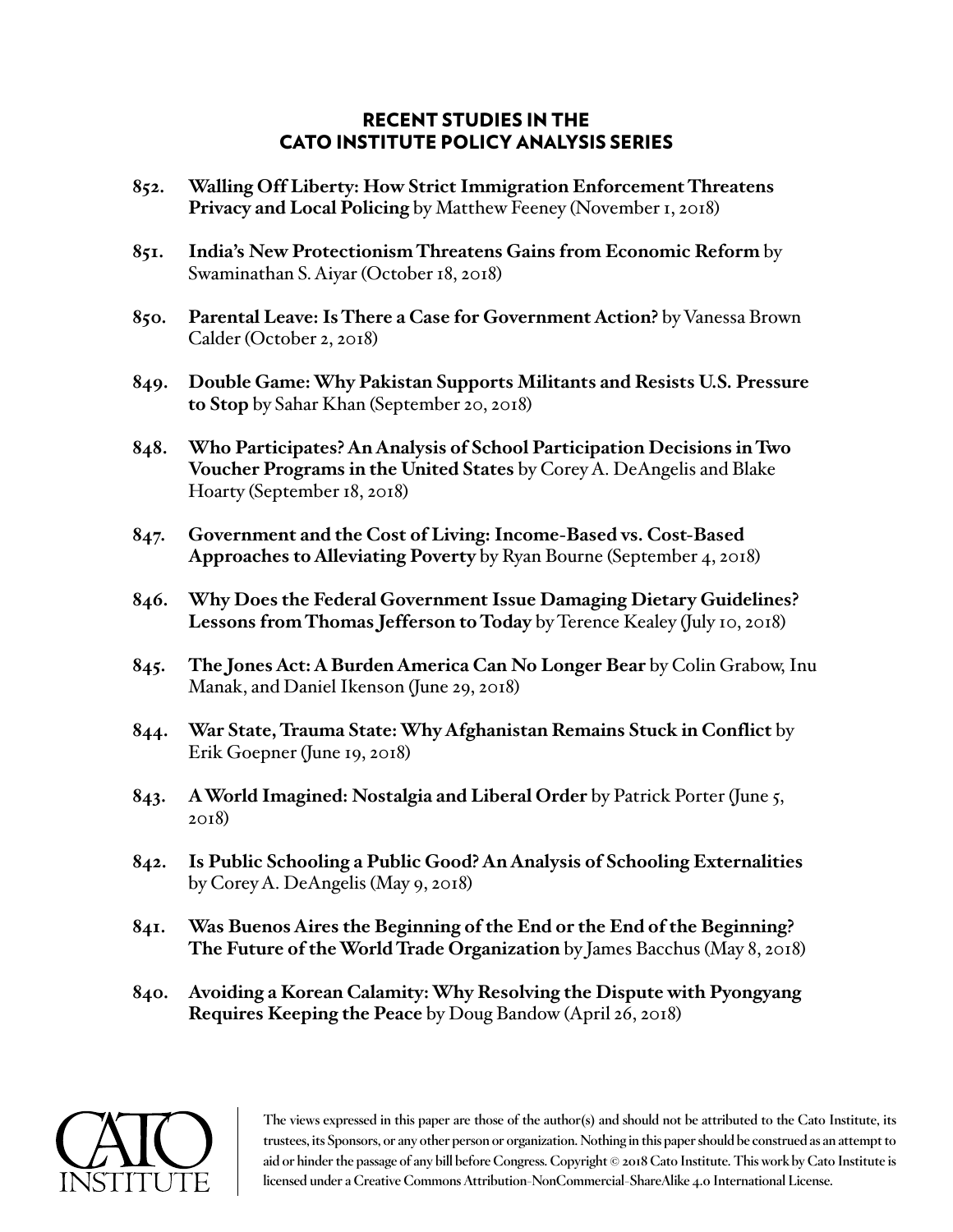## RECENT STUDIES IN THE CATO INSTITUTE POLICY ANALYSIS SERIES

852. **Walling Off Liberty: How Strict Immigration Enforcement Threatens Privacy and Local Policing** by Matthew Feeney (November 1, 2018)

851. **India's New Protectionism Threatens Gains from Economic Reform** by Swaminathan S. Aiyar (October 18, 2018)

850. **Parental Leave: Is There a Case for Government Action?** by Vanessa Brown Calder (October 2, 2018)

849. **Double Game: Why Pakistan Supports Militants and Resists U.S. Pressure to Stop** by Sahar Khan (September 20, 2018)

848. **Who Participates? An Analysis of School Participation Decisions in Two Voucher Programs in the United States** by Corey A. DeAngelis and Blake Hoarty (September 18, 2018)

847. **Government and the Cost of Living: Income-Based vs. Cost-Based Approaches to Alleviating Poverty** by Ryan Bourne (September 4, 2018)

846. **Why Does the Federal Government Issue Damaging Dietary Guidelines? Lessons from Thomas Jefferson to Today** by Terence Kealey (July 10, 2018)

845. **The Jones Act: A Burden America Can No Longer Bear** by Colin Grabow, Inu Manak, and Daniel Ikenson (June 29, 2018)

844. **War State, Trauma State: Why Afghanistan Remains Stuck in Conflict** by Erik Goepner (June 19, 2018)

843. **A World Imagined: Nostalgia and Liberal Order** by Patrick Porter (June 5, 2018)

842. **Is Public Schooling a Public Good? An Analysis of Schooling Externalities** by Corey A. DeAngelis (May 9, 2018)

841. **Was Buenos Aires the Beginning of the End or the End of the Beginning? The Future of the World Trade Organization** by James Bacchus (May 8, 2018)

840. **Avoiding a Korean Calamity: Why Resolving the Dispute with Pyongyang Requires Keeping the Peace** by Doug Bandow (April 26, 2018)

CATO INSTITUTE

The views expressed in this paper are those of the author(s) and should not be attributed to the Cato Institute, its trustees, its Sponsors, or any other person or organization. Nothing in this paper should be construed as an attempt to aid or hinder the passage of any bill before Congress. Copyright © 2018 Cato Institute. This work by Cato Institute is licensed under a Creative Commons Attribution-NonCommercial-ShareAlike 4.0 International License.